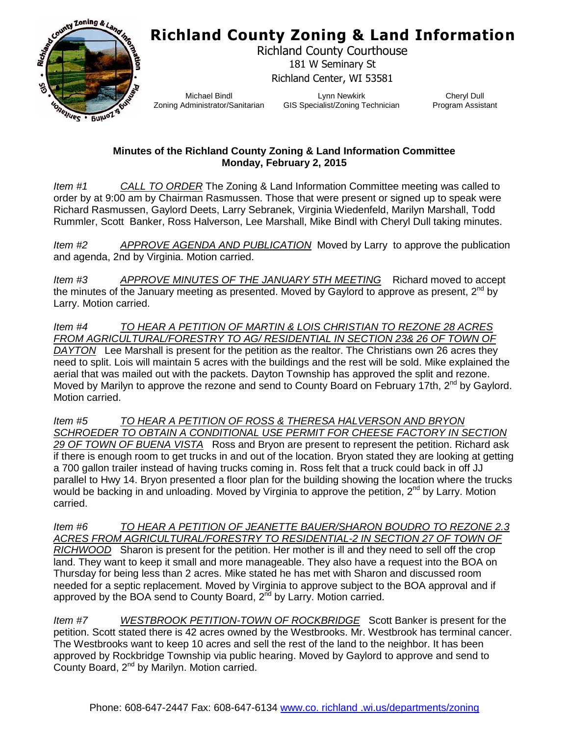# Richland County Zoning & Land Information

Richland County Courthouse
181 W Seminary St
Richland Center, WI 53581

| Michael Bindl | Lynn Newkirk | Cheryl Dull |
| --- | --- | --- |
| Zoning Administrator/Sanitarian | GIS Specialist/Zoning Technician | Program Assistant |

**Minutes of the Richland County Zoning & Land Information Committee**
**Monday, February 2, 2015**

*Item #1* *CALL TO ORDER* The Zoning & Land Information Committee meeting was called to order by at 9:00 am by Chairman Rasmussen. Those that were present or signed up to speak were Richard Rasmussen, Gaylord Deets, Larry Sebranek, Virginia Wiedenfeld, Marilyn Marshall, Todd Rummler, Scott Banker, Ross Halverson, Lee Marshall, Mike Bindl with Cheryl Dull taking minutes.

*Item #2* *APPROVE AGENDA AND PUBLICATION* Moved by Larry to approve the publication and agenda, 2nd by Virginia. Motion carried.

*Item #3* *APPROVE MINUTES OF THE JANUARY 5TH MEETING* Richard moved to accept the minutes of the January meeting as presented. Moved by Gaylord to approve as present, 2nd by Larry. Motion carried.

*Item #4* *TO HEAR A PETITION OF MARTIN & LOIS CHRISTIAN TO REZONE 28 ACRES FROM AGRICULTURAL/FORESTRY TO AG/ RESIDENTIAL IN SECTION 23& 26 OF TOWN OF DAYTON* Lee Marshall is present for the petition as the realtor. The Christians own 26 acres they need to split. Lois will maintain 5 acres with the buildings and the rest will be sold. Mike explained the aerial that was mailed out with the packets. Dayton Township has approved the split and rezone. Moved by Marilyn to approve the rezone and send to County Board on February 17th, 2nd by Gaylord. Motion carried.

*Item #5* *TO HEAR A PETITION OF ROSS & THERESA HALVERSON AND BRYON SCHROEDER TO OBTAIN A CONDITIONAL USE PERMIT FOR CHEESE FACTORY IN SECTION 29 OF TOWN OF BUENA VISTA* Ross and Bryon are present to represent the petition. Richard ask if there is enough room to get trucks in and out of the location. Bryon stated they are looking at getting a 700 gallon trailer instead of having trucks coming in. Ross felt that a truck could back in off JJ parallel to Hwy 14. Bryon presented a floor plan for the building showing the location where the trucks would be backing in and unloading. Moved by Virginia to approve the petition, 2nd by Larry. Motion carried.

*Item #6* *TO HEAR A PETITION OF JEANETTE BAUER/SHARON BOUDRO TO REZONE 2.3 ACRES FROM AGRICULTURAL/FORESTRY TO RESIDENTIAL-2 IN SECTION 27 OF TOWN OF RICHWOOD* Sharon is present for the petition. Her mother is ill and they need to sell off the crop land. They want to keep it small and more manageable. They also have a request into the BOA on Thursday for being less than 2 acres. Mike stated he has met with Sharon and discussed room needed for a septic replacement. Moved by Virginia to approve subject to the BOA approval and if approved by the BOA send to County Board, 2nd by Larry. Motion carried.

*Item #7* *WESTBROOK PETITION-TOWN OF ROCKBRIDGE* Scott Banker is present for the petition. Scott stated there is 42 acres owned by the Westbrooks. Mr. Westbrook has terminal cancer. The Westbrooks want to keep 10 acres and sell the rest of the land to the neighbor. It has been approved by Rockbridge Township via public hearing. Moved by Gaylord to approve and send to County Board, 2nd by Marilyn. Motion carried.

Phone: 608-647-2447 Fax: 608-647-6134 www.co. richland .wi.us/departments/zoning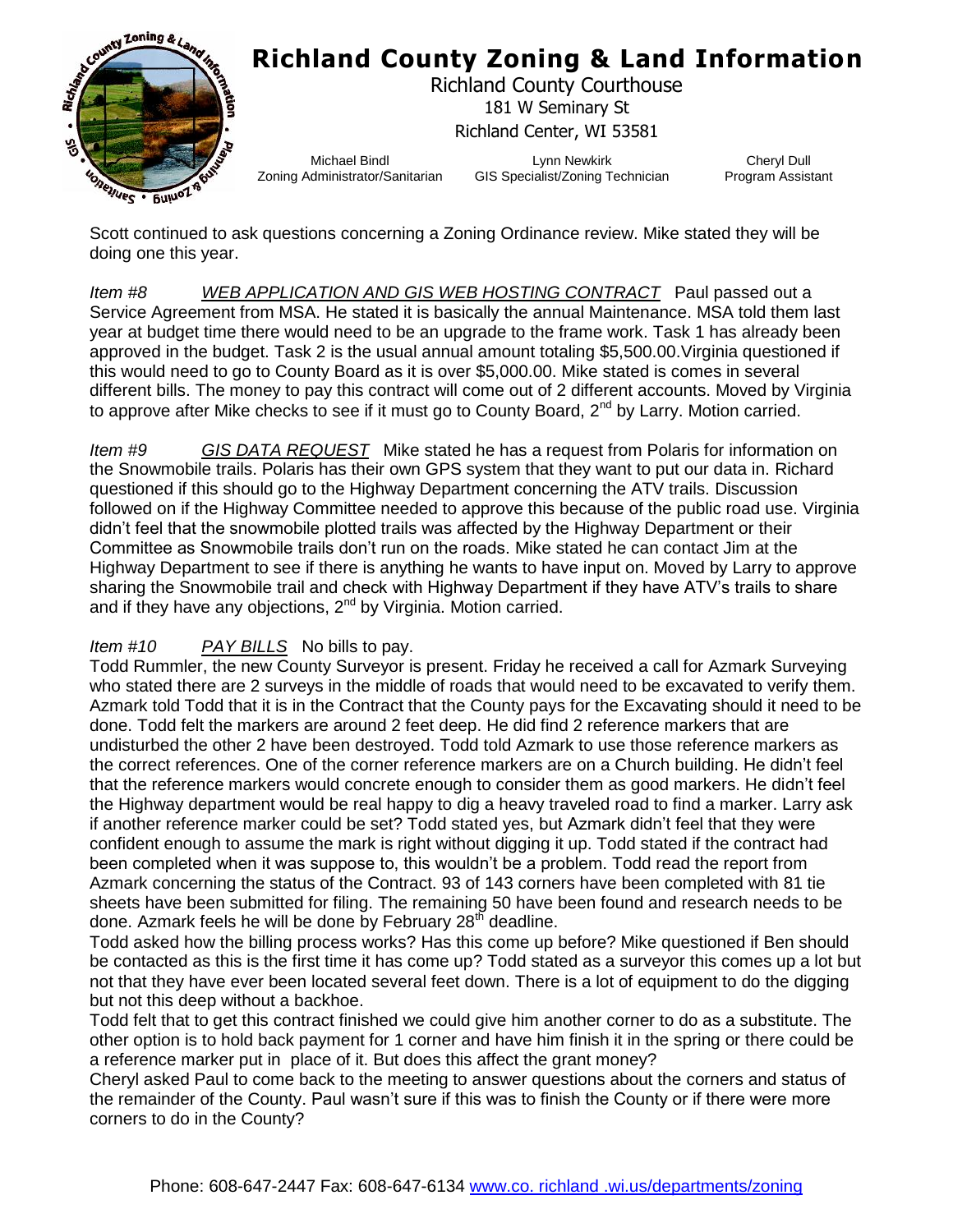Scott continued to ask questions concerning a Zoning Ordinance review. Mike stated they will be doing one this year.

*Item #8* <u>*WEB APPLICATION AND GIS WEB HOSTING CONTRACT*</u> Paul passed out a Service Agreement from MSA. He stated it is basically the annual Maintenance. MSA told them last year at budget time there would need to be an upgrade to the frame work. Task 1 has already been approved in the budget. Task 2 is the usual annual amount totaling $5,500.00.Virginia questioned if this would need to go to County Board as it is over $5,000.00. Mike stated is comes in several different bills. The money to pay this contract will come out of 2 different accounts. Moved by Virginia to approve after Mike checks to see if it must go to County Board, 2nd by Larry. Motion carried.

*Item #9* <u>*GIS DATA REQUEST*</u> Mike stated he has a request from Polaris for information on the Snowmobile trails. Polaris has their own GPS system that they want to put our data in. Richard questioned if this should go to the Highway Department concerning the ATV trails. Discussion followed on if the Highway Committee needed to approve this because of the public road use. Virginia didn't feel that the snowmobile plotted trails was affected by the Highway Department or their Committee as Snowmobile trails don't run on the roads. Mike stated he can contact Jim at the Highway Department to see if there is anything he wants to have input on. Moved by Larry to approve sharing the Snowmobile trail and check with Highway Department if they have ATV's trails to share and if they have any objections, 2nd by Virginia. Motion carried.

*Item #10* <u>*PAY BILLS*</u> No bills to pay.

Todd Rummler, the new County Surveyor is present. Friday he received a call for Azmark Surveying who stated there are 2 surveys in the middle of roads that would need to be excavated to verify them. Azmark told Todd that it is in the Contract that the County pays for the Excavating should it need to be done. Todd felt the markers are around 2 feet deep. He did find 2 reference markers that are undisturbed the other 2 have been destroyed. Todd told Azmark to use those reference markers as the correct references. One of the corner reference markers are on a Church building. He didn't feel that the reference markers would concrete enough to consider them as good markers. He didn't feel the Highway department would be real happy to dig a heavy traveled road to find a marker. Larry ask if another reference marker could be set? Todd stated yes, but Azmark didn't feel that they were confident enough to assume the mark is right without digging it up. Todd stated if the contract had been completed when it was suppose to, this wouldn't be a problem. Todd read the report from Azmark concerning the status of the Contract. 93 of 143 corners have been completed with 81 tie sheets have been submitted for filing. The remaining 50 have been found and research needs to be done. Azmark feels he will be done by February 28th deadline.

Todd asked how the billing process works? Has this come up before? Mike questioned if Ben should be contacted as this is the first time it has come up? Todd stated as a surveyor this comes up a lot but not that they have ever been located several feet down. There is a lot of equipment to do the digging but not this deep without a backhoe.

Todd felt that to get this contract finished we could give him another corner to do as a substitute. The other option is to hold back payment for 1 corner and have him finish it in the spring or there could be a reference marker put in place of it. But does this affect the grant money?

Cheryl asked Paul to come back to the meeting to answer questions about the corners and status of the remainder of the County. Paul wasn't sure if this was to finish the County or if there were more corners to do in the County?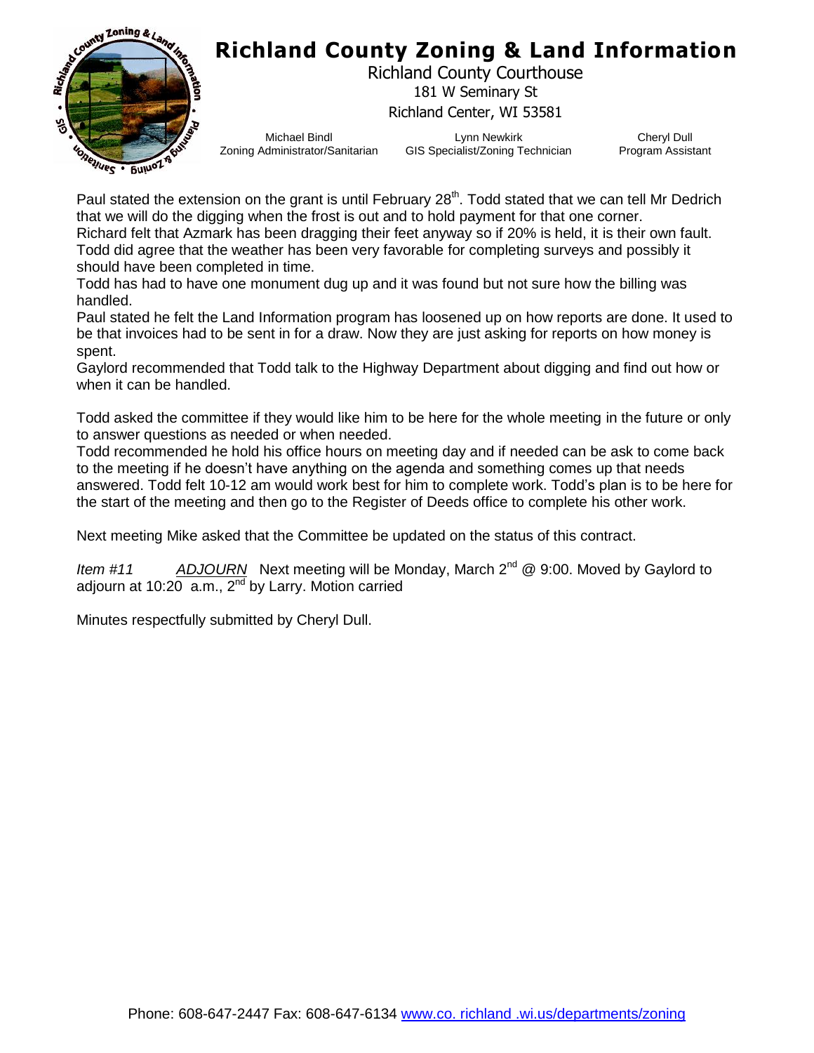Paul stated the extension on the grant is until February 28th. Todd stated that we can tell Mr Dedrich that we will do the digging when the frost is out and to hold payment for that one corner.
Richard felt that Azmark has been dragging their feet anyway so if 20% is held, it is their own fault. Todd did agree that the weather has been very favorable for completing surveys and possibly it should have been completed in time.
Todd has had to have one monument dug up and it was found but not sure how the billing was handled.
Paul stated he felt the Land Information program has loosened up on how reports are done. It used to be that invoices had to be sent in for a draw. Now they are just asking for reports on how money is spent.
Gaylord recommended that Todd talk to the Highway Department about digging and find out how or when it can be handled.

Todd asked the committee if they would like him to be here for the whole meeting in the future or only to answer questions as needed or when needed.
Todd recommended he hold his office hours on meeting day and if needed can be ask to come back to the meeting if he doesn't have anything on the agenda and something comes up that needs answered. Todd felt 10-12 am would work best for him to complete work. Todd's plan is to be here for the start of the meeting and then go to the Register of Deeds office to complete his other work.

Next meeting Mike asked that the Committee be updated on the status of this contract.

*Item #11* <u>ADJOURN</u> Next meeting will be Monday, March 2nd @ 9:00. Moved by Gaylord to adjourn at 10:20 a.m., 2nd by Larry. Motion carried

Minutes respectfully submitted by Cheryl Dull.